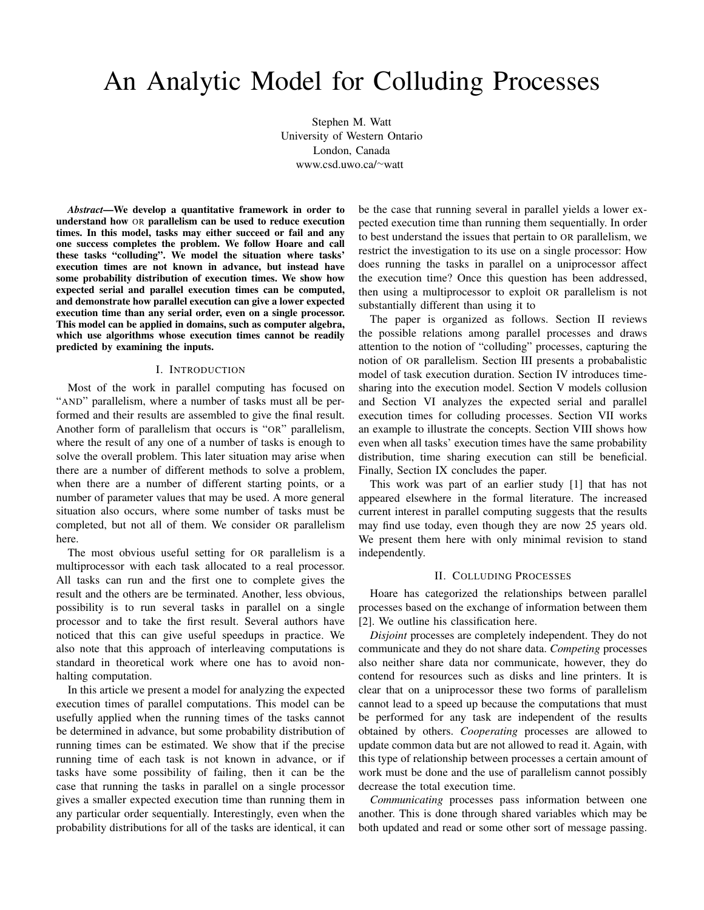# An Analytic Model for Colluding Processes

Stephen M. Watt
University of Western Ontario
London, Canada
www.csd.uwo.ca/~watt

***Abstract*—We develop a quantitative framework in order to understand how OR parallelism can be used to reduce execution times. In this model, tasks may either succeed or fail and any one success completes the problem. We follow Hoare and call these tasks "colluding". We model the situation where tasks' execution times are not known in advance, but instead have some probability distribution of execution times. We show how expected serial and parallel execution times can be computed, and demonstrate how parallel execution can give a lower expected execution time than any serial order, even on a single processor. This model can be applied in domains, such as computer algebra, which use algorithms whose execution times cannot be readily predicted by examining the inputs.**

## I. Introduction

Most of the work in parallel computing has focused on "AND" parallelism, where a number of tasks must all be performed and their results are assembled to give the final result. Another form of parallelism that occurs is "OR" parallelism, where the result of any one of a number of tasks is enough to solve the overall problem. This later situation may arise when there are a number of different methods to solve a problem, when there are a number of different starting points, or a number of parameter values that may be used. A more general situation also occurs, where some number of tasks must be completed, but not all of them. We consider OR parallelism here.

The most obvious useful setting for OR parallelism is a multiprocessor with each task allocated to a real processor. All tasks can run and the first one to complete gives the result and the others are be terminated. Another, less obvious, possibility is to run several tasks in parallel on a single processor and to take the first result. Several authors have noticed that this can give useful speedups in practice. We also note that this approach of interleaving computations is standard in theoretical work where one has to avoid non-halting computation.

In this article we present a model for analyzing the expected execution times of parallel computations. This model can be usefully applied when the running times of the tasks cannot be determined in advance, but some probability distribution of running times can be estimated. We show that if the precise running time of each task is not known in advance, or if tasks have some possibility of failing, then it can be the case that running the tasks in parallel on a single processor gives a smaller expected execution time than running them in any particular order sequentially. Interestingly, even when the probability distributions for all of the tasks are identical, it can be the case that running several in parallel yields a lower expected execution time than running them sequentially. In order to best understand the issues that pertain to OR parallelism, we restrict the investigation to its use on a single processor: How does running the tasks in parallel on a uniprocessor affect the execution time? Once this question has been addressed, then using a multiprocessor to exploit OR parallelism is not substantially different than using it to

The paper is organized as follows. Section II reviews the possible relations among parallel processes and draws attention to the notion of "colluding" processes, capturing the notion of OR parallelism. Section III presents a probabalistic model of task execution duration. Section IV introduces time-sharing into the execution model. Section V models collusion and Section VI analyzes the expected serial and parallel execution times for colluding processes. Section VII works an example to illustrate the concepts. Section VIII shows how even when all tasks' execution times have the same probability distribution, time sharing execution can still be beneficial. Finally, Section IX concludes the paper.

This work was part of an earlier study [1] that has not appeared elsewhere in the formal literature. The increased current interest in parallel computing suggests that the results may find use today, even though they are now 25 years old. We present them here with only minimal revision to stand independently.

## II. Colluding Processes

Hoare has categorized the relationships between parallel processes based on the exchange of information between them [2]. We outline his classification here.

*Disjoint* processes are completely independent. They do not communicate and they do not share data. *Competing* processes also neither share data nor communicate, however, they do contend for resources such as disks and line printers. It is clear that on a uniprocessor these two forms of parallelism cannot lead to a speed up because the computations that must be performed for any task are independent of the results obtained by others. *Cooperating* processes are allowed to update common data but are not allowed to read it. Again, with this type of relationship between processes a certain amount of work must be done and the use of parallelism cannot possibly decrease the total execution time.

*Communicating* processes pass information between one another. This is done through shared variables which may be both updated and read or some other sort of message passing.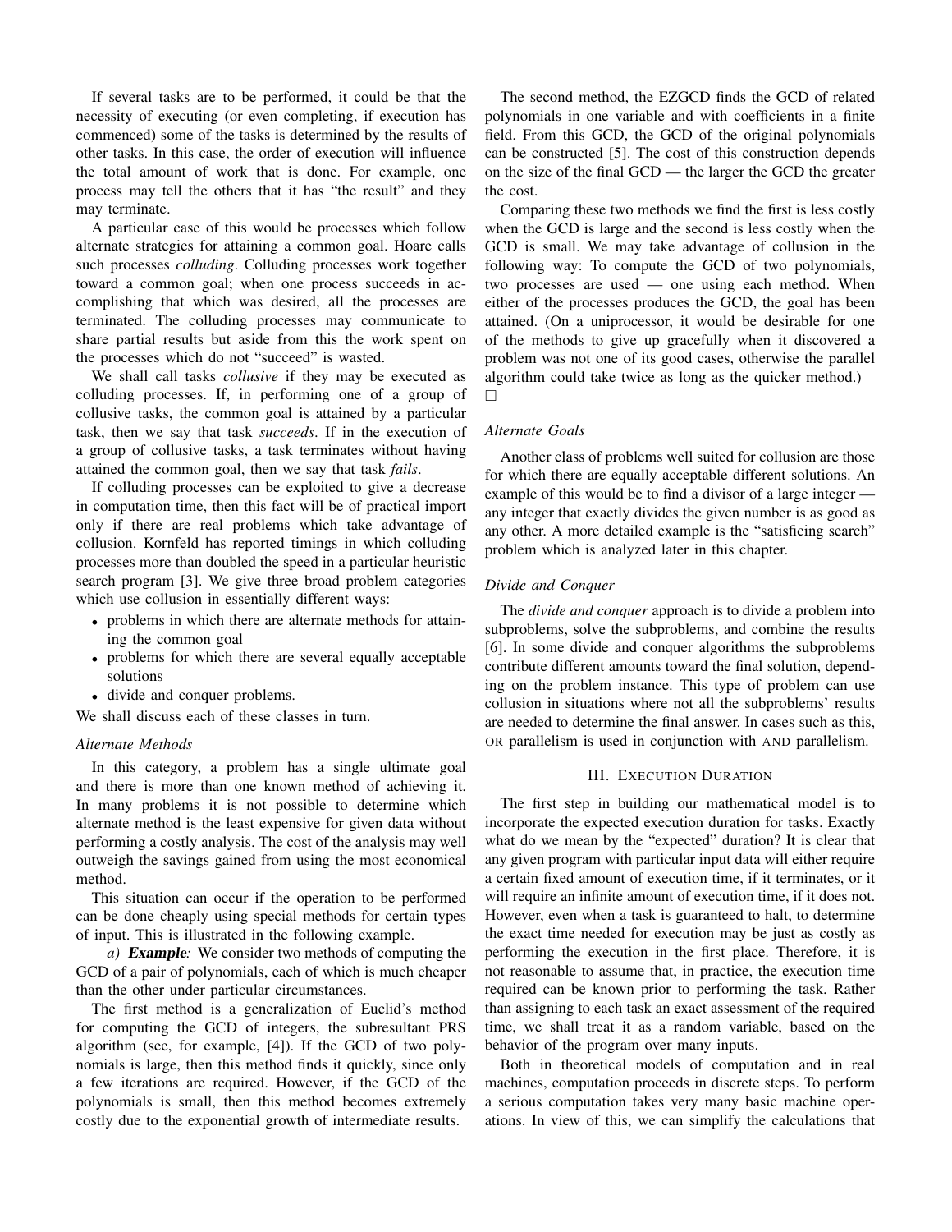If several tasks are to be performed, it could be that the necessity of executing (or even completing, if execution has commenced) some of the tasks is determined by the results of other tasks. In this case, the order of execution will influence the total amount of work that is done. For example, one process may tell the others that it has "the result" and they may terminate.

A particular case of this would be processes which follow alternate strategies for attaining a common goal. Hoare calls such processes *colluding*. Colluding processes work together toward a common goal; when one process succeeds in accomplishing that which was desired, all the processes are terminated. The colluding processes may communicate to share partial results but aside from this the work spent on the processes which do not "succeed" is wasted.

We shall call tasks *collusive* if they may be executed as colluding processes. If, in performing one of a group of collusive tasks, the common goal is attained by a particular task, then we say that task *succeeds*. If in the execution of a group of collusive tasks, a task terminates without having attained the common goal, then we say that task *fails*.

If colluding processes can be exploited to give a decrease in computation time, then this fact will be of practical import only if there are real problems which take advantage of collusion. Kornfeld has reported timings in which colluding processes more than doubled the speed in a particular heuristic search program [3]. We give three broad problem categories which use collusion in essentially different ways:

- problems in which there are alternate methods for attaining the common goal
- problems for which there are several equally acceptable solutions
- divide and conquer problems.

We shall discuss each of these classes in turn.

### *Alternate Methods*

In this category, a problem has a single ultimate goal and there is more than one known method of achieving it. In many problems it is not possible to determine which alternate method is the least expensive for given data without performing a costly analysis. The cost of the analysis may well outweigh the savings gained from using the most economical method.

This situation can occur if the operation to be performed can be done cheaply using special methods for certain types of input. This is illustrated in the following example.

*a)* ***Example****:* We consider two methods of computing the GCD of a pair of polynomials, each of which is much cheaper than the other under particular circumstances.

The first method is a generalization of Euclid's method for computing the GCD of integers, the subresultant PRS algorithm (see, for example, [4]). If the GCD of two polynomials is large, then this method finds it quickly, since only a few iterations are required. However, if the GCD of the polynomials is small, then this method becomes extremely costly due to the exponential growth of intermediate results.

The second method, the EZGCD finds the GCD of related polynomials in one variable and with coefficients in a finite field. From this GCD, the GCD of the original polynomials can be constructed [5]. The cost of this construction depends on the size of the final GCD — the larger the GCD the greater the cost.

Comparing these two methods we find the first is less costly when the GCD is large and the second is less costly when the GCD is small. We may take advantage of collusion in the following way: To compute the GCD of two polynomials, two processes are used — one using each method. When either of the processes produces the GCD, the goal has been attained. (On a uniprocessor, it would be desirable for one of the methods to give up gracefully when it discovered a problem was not one of its good cases, otherwise the parallel algorithm could take twice as long as the quicker method.) □

### *Alternate Goals*

Another class of problems well suited for collusion are those for which there are equally acceptable different solutions. An example of this would be to find a divisor of a large integer — any integer that exactly divides the given number is as good as any other. A more detailed example is the "satisficing search" problem which is analyzed later in this chapter.

### *Divide and Conquer*

The *divide and conquer* approach is to divide a problem into subproblems, solve the subproblems, and combine the results [6]. In some divide and conquer algorithms the subproblems contribute different amounts toward the final solution, depending on the problem instance. This type of problem can use collusion in situations where not all the subproblems' results are needed to determine the final answer. In cases such as this, OR parallelism is used in conjunction with AND parallelism.

## III. Execution Duration

The first step in building our mathematical model is to incorporate the expected execution duration for tasks. Exactly what do we mean by the "expected" duration? It is clear that any given program with particular input data will either require a certain fixed amount of execution time, if it terminates, or it will require an infinite amount of execution time, if it does not. However, even when a task is guaranteed to halt, to determine the exact time needed for execution may be just as costly as performing the execution in the first place. Therefore, it is not reasonable to assume that, in practice, the execution time required can be known prior to performing the task. Rather than assigning to each task an exact assessment of the required time, we shall treat it as a random variable, based on the behavior of the program over many inputs.

Both in theoretical models of computation and in real machines, computation proceeds in discrete steps. To perform a serious computation takes very many basic machine operations. In view of this, we can simplify the calculations that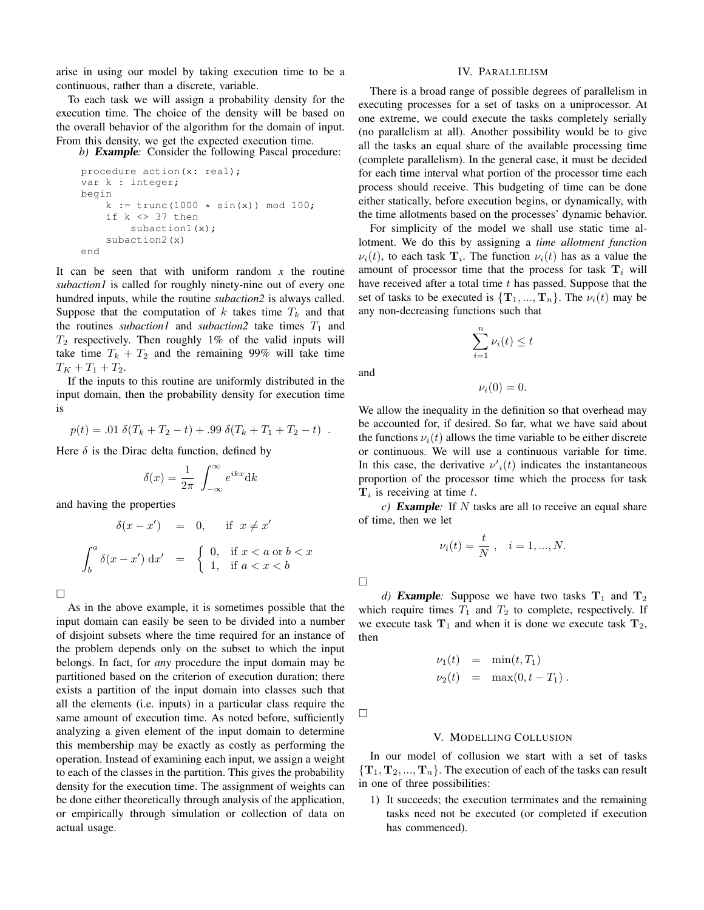arise in using our model by taking execution time to be a continuous, rather than a discrete, variable.

To each task we will assign a probability density for the execution time. The choice of the density will be based on the overall behavior of the algorithm for the domain of input. From this density, we get the expected execution time.

*b)* ***Example:*** Consider the following Pascal procedure:

```
procedure action(x: real);
var k : integer;
begin
    k := trunc(1000 * sin(x)) mod 100;
    if k <> 37 then
        subaction1(x);
    subaction2(x)
end
```

It can be seen that with uniform random $x$ the routine *subaction1* is called for roughly ninety-nine out of every one hundred inputs, while the routine *subaction2* is always called. Suppose that the computation of $k$ takes time $T_k$ and that the routines *subaction1* and *subaction2* take times $T_1$ and $T_2$ respectively. Then roughly 1% of the valid inputs will take time $T_k + T_2$ and the remaining 99% will take time $T_K + T_1 + T_2$.

If the inputs to this routine are uniformly distributed in the input domain, then the probability density for execution time is

$$p(t) = .01\ \delta(T_k + T_2 - t) + .99\ \delta(T_k + T_1 + T_2 - t)\ \ .$$

Here $\delta$ is the Dirac delta function, defined by

$$\delta(x) = \frac{1}{2\pi}\int_{-\infty}^{\infty} e^{ikx}\mathrm{d}k$$

and having the properties

$$\begin{aligned}
\delta(x - x') &= 0, \quad \text{if } x \neq x' \\
\int_b^a \delta(x - x')\ \mathrm{d}x' &= \begin{cases} 0, & \text{if } x < a \text{ or } b < x \\ 1, & \text{if } a < x < b \end{cases}
\end{aligned}$$

□

As in the above example, it is sometimes possible that the input domain can easily be seen to be divided into a number of disjoint subsets where the time required for an instance of the problem depends only on the subset to which the input belongs. In fact, for *any* procedure the input domain may be partitioned based on the criterion of execution duration; there exists a partition of the input domain into classes such that all the elements (i.e. inputs) in a particular class require the same amount of execution time. As noted before, sufficiently analyzing a given element of the input domain to determine this membership may be exactly as costly as performing the operation. Instead of examining each input, we assign a weight to each of the classes in the partition. This gives the probability density for the execution time. The assignment of weights can be done either theoretically through analysis of the application, or empirically through simulation or collection of data on actual usage.

## IV. Parallelism

There is a broad range of possible degrees of parallelism in executing processes for a set of tasks on a uniprocessor. At one extreme, we could execute the tasks completely serially (no parallelism at all). Another possibility would be to give all the tasks an equal share of the available processing time (complete parallelism). In the general case, it must be decided for each time interval what portion of the processor time each process should receive. This budgeting of time can be done either statically, before execution begins, or dynamically, with the time allotments based on the processes' dynamic behavior.

For simplicity of the model we shall use static time allotment. We do this by assigning a *time allotment function* $\nu_i(t)$, to each task $\mathbf{T}_i$. The function $\nu_i(t)$ has as a value the amount of processor time that the process for task $\mathbf{T}_i$ will have received after a total time $t$ has passed. Suppose that the set of tasks to be executed is $\{\mathbf{T}_1, ..., \mathbf{T}_n\}$. The $\nu_i(t)$ may be any non-decreasing functions such that

$$\sum_{i=1}^{n} \nu_i(t) \leq t$$

and

$$\nu_i(0) = 0.$$

We allow the inequality in the definition so that overhead may be accounted for, if desired. So far, what we have said about the functions $\nu_i(t)$ allows the time variable to be either discrete or continuous. We will use a continuous variable for time. In this case, the derivative ${\nu'}_i(t)$ indicates the instantaneous proportion of the processor time which the process for task $\mathbf{T}_i$ is receiving at time $t$.

*c)* ***Example:*** If $N$ tasks are all to receive an equal share of time, then we let

$$\nu_i(t) = \frac{t}{N}\ , \quad i = 1, ..., N.$$

□

*d)* ***Example:*** Suppose we have two tasks $\mathbf{T}_1$ and $\mathbf{T}_2$ which require times $T_1$ and $T_2$ to complete, respectively. If we execute task $\mathbf{T}_1$ and when it is done we execute task $\mathbf{T}_2$, then

$$\begin{aligned}
\nu_1(t) &= \min(t, T_1) \\
\nu_2(t) &= \max(0, t - T_1)\ .
\end{aligned}$$

□

## V. Modelling Collusion

In our model of collusion we start with a set of tasks $\{\mathbf{T}_1, \mathbf{T}_2, ..., \mathbf{T}_n\}$. The execution of each of the tasks can result in one of three possibilities:

1) It succeeds; the execution terminates and the remaining tasks need not be executed (or completed if execution has commenced).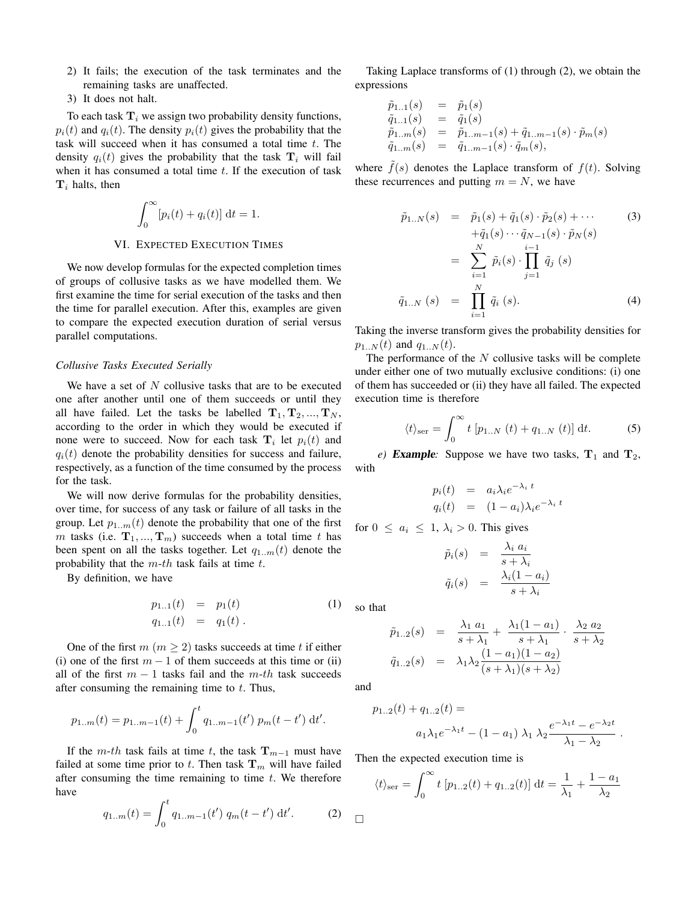2) It fails; the execution of the task terminates and the remaining tasks are unaffected.
3) It does not halt.

To each task $\mathbf{T}_i$ we assign two probability density functions, $p_i(t)$ and $q_i(t)$. The density $p_i(t)$ gives the probability that the task will succeed when it has consumed a total time $t$. The density $q_i(t)$ gives the probability that the task $\mathbf{T}_i$ will fail when it has consumed a total time $t$. If the execution of task $\mathbf{T}_i$ halts, then

$$\int_0^\infty [p_i(t) + q_i(t)]\, \mathrm{d}t = 1.$$

## VI. Expected Execution Times

We now develop formulas for the expected completion times of groups of collusive tasks as we have modelled them. We first examine the time for serial execution of the tasks and then the time for parallel execution. After this, examples are given to compare the expected execution duration of serial versus parallel computations.

### *Collusive Tasks Executed Serially*

We have a set of $N$ collusive tasks that are to be executed one after another until one of them succeeds or until they all have failed. Let the tasks be labelled $\mathbf{T}_1, \mathbf{T}_2, ..., \mathbf{T}_N$, according to the order in which they would be executed if none were to succeed. Now for each task $\mathbf{T}_i$ let $p_i(t)$ and $q_i(t)$ denote the probability densities for success and failure, respectively, as a function of the time consumed by the process for the task.

We will now derive formulas for the probability densities, over time, for success of any task or failure of all tasks in the group. Let $p_{1..m}(t)$ denote the probability that one of the first $m$ tasks (i.e. $\mathbf{T}_1, ..., \mathbf{T}_m$) succeeds when a total time $t$ has been spent on all the tasks together. Let $q_{1..m}(t)$ denote the probability that the $m$-*th* task fails at time $t$.

By definition, we have

$$\begin{aligned} p_{1..1}(t) &= p_1(t) \\ q_{1..1}(t) &= q_1(t)\,. \end{aligned} \tag{1}$$

One of the first $m$ ($m \geq 2$) tasks succeeds at time $t$ if either (i) one of the first $m-1$ of them succeeds at this time or (ii) all of the first $m-1$ tasks fail and the $m$-*th* task succeeds after consuming the remaining time to $t$. Thus,

$$p_{1..m}(t) = p_{1..m-1}(t) + \int_0^t q_{1..m-1}(t')\, p_m(t-t')\, \mathrm{d}t'.$$

If the $m$-*th* task fails at time $t$, the task $\mathbf{T}_{m-1}$ must have failed at some time prior to $t$. Then task $\mathbf{T}_m$ will have failed after consuming the time remaining to time $t$. We therefore have

$$q_{1..m}(t) = \int_0^t q_{1..m-1}(t')\, q_m(t-t')\, \mathrm{d}t'. \tag{2}$$

Taking Laplace transforms of (1) through (2), we obtain the expressions

$$\begin{aligned} \tilde{p}_{1..1}(s) &= \tilde{p}_1(s) \\ \tilde{q}_{1..1}(s) &= \tilde{q}_1(s) \\ \tilde{p}_{1..m}(s) &= \tilde{p}_{1..m-1}(s) + \tilde{q}_{1..m-1}(s) \cdot \tilde{p}_m(s) \\ \tilde{q}_{1..m}(s) &= \tilde{q}_{1..m-1}(s) \cdot \tilde{q}_m(s), \end{aligned}$$

where $\tilde{f}(s)$ denotes the Laplace transform of $f(t)$. Solving these recurrences and putting $m = N$, we have

$$\begin{aligned} \tilde{p}_{1..N}(s) &= \tilde{p}_1(s) + \tilde{q}_1(s) \cdot \tilde{p}_2(s) + \cdots \\ &\quad + \tilde{q}_1(s) \cdots \tilde{q}_{N-1}(s) \cdot \tilde{p}_N(s) \\ &= \sum_{i=1}^{N} \tilde{p}_i(s) \cdot \prod_{j=1}^{i-1} \tilde{q}_j\,(s) \end{aligned} \tag{3}$$

$$\tilde{q}_{1..N}\,(s) = \prod_{i=1}^{N} \tilde{q}_i\,(s). \tag{4}$$

Taking the inverse transform gives the probability densities for $p_{1..N}(t)$ and $q_{1..N}(t)$.

The performance of the $N$ collusive tasks will be complete under either one of two mutually exclusive conditions: (i) one of them has succeeded or (ii) they have all failed. The expected execution time is therefore

$$\langle t \rangle_{\text{ser}} = \int_0^\infty t\, [p_{1..N}\,(t) + q_{1..N}\,(t)]\, \mathrm{d}t. \tag{5}$$

*e)* ***Example**:* Suppose we have two tasks, $\mathbf{T}_1$ and $\mathbf{T}_2$, with

$$\begin{aligned} p_i(t) &= a_i \lambda_i e^{-\lambda_i\, t} \\ q_i(t) &= (1-a_i)\lambda_i e^{-\lambda_i\, t} \end{aligned}$$

for $0 \leq a_i \leq 1$, $\lambda_i > 0$. This gives

$$\begin{aligned} \tilde{p}_i(s) &= \frac{\lambda_i\, a_i}{s+\lambda_i} \\ \tilde{q}_i(s) &= \frac{\lambda_i(1-a_i)}{s+\lambda_i} \end{aligned}$$

so that

$$\begin{aligned} \tilde{p}_{1..2}(s) &= \frac{\lambda_1\, a_1}{s+\lambda_1} + \frac{\lambda_1(1-a_1)}{s+\lambda_1} \cdot \frac{\lambda_2\, a_2}{s+\lambda_2} \\ \tilde{q}_{1..2}(s) &= \lambda_1 \lambda_2 \frac{(1-a_1)(1-a_2)}{(s+\lambda_1)(s+\lambda_2)} \end{aligned}$$

and

$$p_{1..2}(t) + q_{1..2}(t) = a_1 \lambda_1 e^{-\lambda_1 t} - (1-a_1)\, \lambda_1\, \lambda_2 \frac{e^{-\lambda_1 t} - e^{-\lambda_2 t}}{\lambda_1 - \lambda_2}\,.$$

Then the expected execution time is

$$\langle t \rangle_{\text{ser}} = \int_0^\infty t\, [p_{1..2}(t) + q_{1..2}(t)]\, \mathrm{d}t = \frac{1}{\lambda_1} + \frac{1-a_1}{\lambda_2}$$

□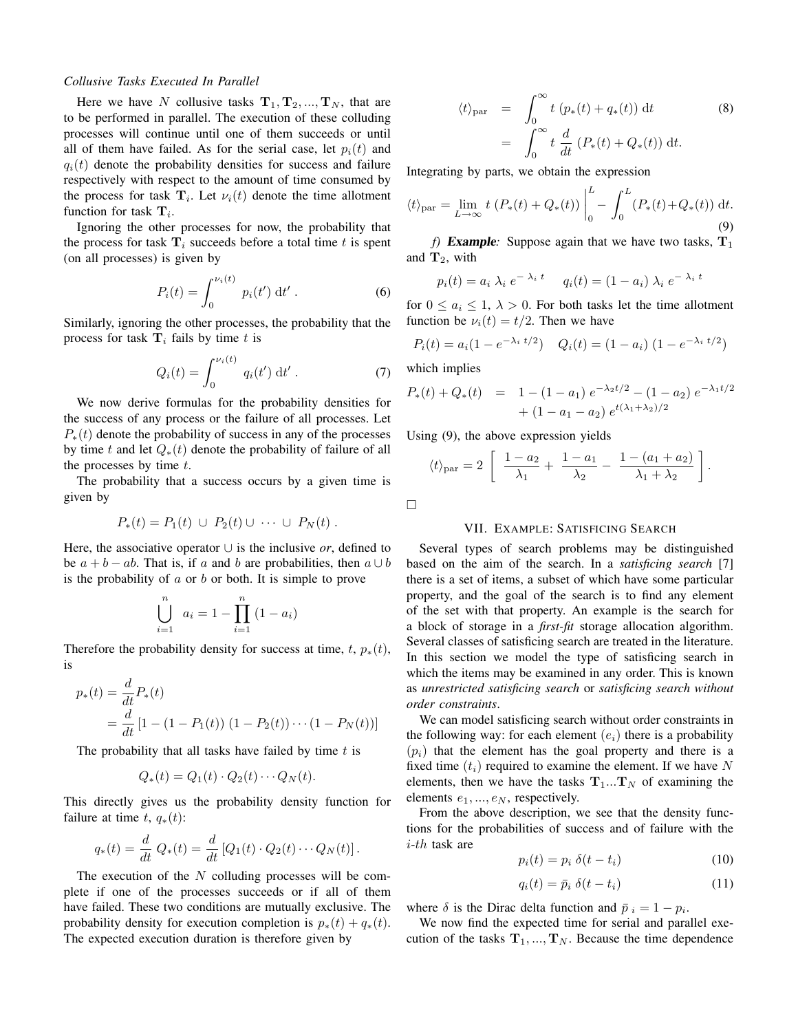*Collusive Tasks Executed In Parallel*

Here we have $N$ collusive tasks $\mathbf{T}_1, \mathbf{T}_2, ..., \mathbf{T}_N$, that are to be performed in parallel. The execution of these colluding processes will continue until one of them succeeds or until all of them have failed. As for the serial case, let $p_i(t)$ and $q_i(t)$ denote the probability densities for success and failure respectively with respect to the amount of time consumed by the process for task $\mathbf{T}_i$. Let $\nu_i(t)$ denote the time allotment function for task $\mathbf{T}_i$.

Ignoring the other processes for now, the probability that the process for task $\mathbf{T}_i$ succeeds before a total time $t$ is spent (on all processes) is given by

$$P_i(t) = \int_0^{\nu_i(t)} p_i(t')\, \mathrm{d}t' \, . \tag{6}$$

Similarly, ignoring the other processes, the probability that the process for task $\mathbf{T}_i$ fails by time $t$ is

$$Q_i(t) = \int_0^{\nu_i(t)} q_i(t')\, \mathrm{d}t' \, . \tag{7}$$

We now derive formulas for the probability densities for the success of any process or the failure of all processes. Let $P_*(t)$ denote the probability of success in any of the processes by time $t$ and let $Q_*(t)$ denote the probability of failure of all the processes by time $t$.

The probability that a success occurs by a given time is given by

$$P_*(t) = P_1(t) \cup P_2(t) \cup \cdots \cup P_N(t) \, .$$

Here, the associative operator $\cup$ is the inclusive *or*, defined to be $a + b - ab$. That is, if $a$ and $b$ are probabilities, then $a \cup b$ is the probability of $a$ or $b$ or both. It is simple to prove

$$\bigcup_{i=1}^{n} a_i = 1 - \prod_{i=1}^{n} (1 - a_i)$$

Therefore the probability density for success at time, $t$, $p_*(t)$, is

$$\begin{aligned} p_*(t) &= \frac{d}{dt} P_*(t) \\ &= \frac{d}{dt} \left[ 1 - (1 - P_1(t))\,(1 - P_2(t)) \cdots (1 - P_N(t)) \right] \end{aligned}$$

The probability that all tasks have failed by time $t$ is

$$Q_*(t) = Q_1(t) \cdot Q_2(t) \cdots Q_N(t).$$

This directly gives us the probability density function for failure at time $t$, $q_*(t)$:

$$q_*(t) = \frac{d}{dt}\, Q_*(t) = \frac{d}{dt} \left[ Q_1(t) \cdot Q_2(t) \cdots Q_N(t) \right].$$

The execution of the $N$ colluding processes will be complete if one of the processes succeeds or if all of them have failed. These two conditions are mutually exclusive. The probability density for execution completion is $p_*(t) + q_*(t)$. The expected execution duration is therefore given by

$$\begin{aligned} \langle t \rangle_{\mathrm{par}} &= \int_0^\infty t\, (p_*(t) + q_*(t))\, \mathrm{d}t \\ &= \int_0^\infty t\, \frac{d}{dt}\, (P_*(t) + Q_*(t))\, \mathrm{d}t. \end{aligned} \tag{8}$$

Integrating by parts, we obtain the expression

$$\langle t \rangle_{\mathrm{par}} = \lim_{L \to \infty} t\, (P_*(t) + Q_*(t)) \Bigg|_0^L - \int_0^L (P_*(t) + Q_*(t))\, \mathrm{d}t. \tag{9}$$

*f) **Example**:* Suppose again that we have two tasks, $\mathbf{T}_1$ and $\mathbf{T}_2$, with

$$p_i(t) = a_i\, \lambda_i\, e^{-\lambda_i t} \qquad q_i(t) = (1 - a_i)\, \lambda_i\, e^{-\lambda_i t}$$

for $0 \le a_i \le 1$, $\lambda > 0$. For both tasks let the time allotment function be $\nu_i(t) = t/2$. Then we have

$$P_i(t) = a_i(1 - e^{-\lambda_i t/2}) \quad Q_i(t) = (1 - a_i)\,(1 - e^{-\lambda_i t/2})$$

which implies

$$\begin{aligned} P_*(t) + Q_*(t) &= 1 - (1 - a_1)\, e^{-\lambda_2 t/2} - (1 - a_2)\, e^{-\lambda_1 t/2} \\ &\quad + (1 - a_1 - a_2)\, e^{t(\lambda_1 + \lambda_2)/2} \end{aligned}$$

Using (9), the above expression yields

$$\langle t \rangle_{\mathrm{par}} = 2 \left[ \frac{1 - a_2}{\lambda_1} + \frac{1 - a_1}{\lambda_2} - \frac{1 - (a_1 + a_2)}{\lambda_1 + \lambda_2} \right].$$

□

## VII. Example: Satisficing Search

Several types of search problems may be distinguished based on the aim of the search. In a *satisficing search* [7] there is a set of items, a subset of which have some particular property, and the goal of the search is to find any element of the set with that property. An example is the search for a block of storage in a *first-fit* storage allocation algorithm. Several classes of satisficing search are treated in the literature. In this section we model the type of satisficing search in which the items may be examined in any order. This is known as *unrestricted satisficing search* or *satisficing search without order constraints*.

We can model satisficing search without order constraints in the following way: for each element $(e_i)$ there is a probability $(p_i)$ that the element has the goal property and there is a fixed time $(t_i)$ required to examine the element. If we have $N$ elements, then we have the tasks $\mathbf{T}_1 ... \mathbf{T}_N$ of examining the elements $e_1, ..., e_N$, respectively.

From the above description, we see that the density functions for the probabilities of success and of failure with the $i$-*th* task are

$$p_i(t) = p_i\, \delta(t - t_i) \tag{10}$$

$$q_i(t) = \bar{p}_i\, \delta(t - t_i) \tag{11}$$

where $\delta$ is the Dirac delta function and $\bar{p}_i = 1 - p_i$.

We now find the expected time for serial and parallel execution of the tasks $\mathbf{T}_1, ..., \mathbf{T}_N$. Because the time dependence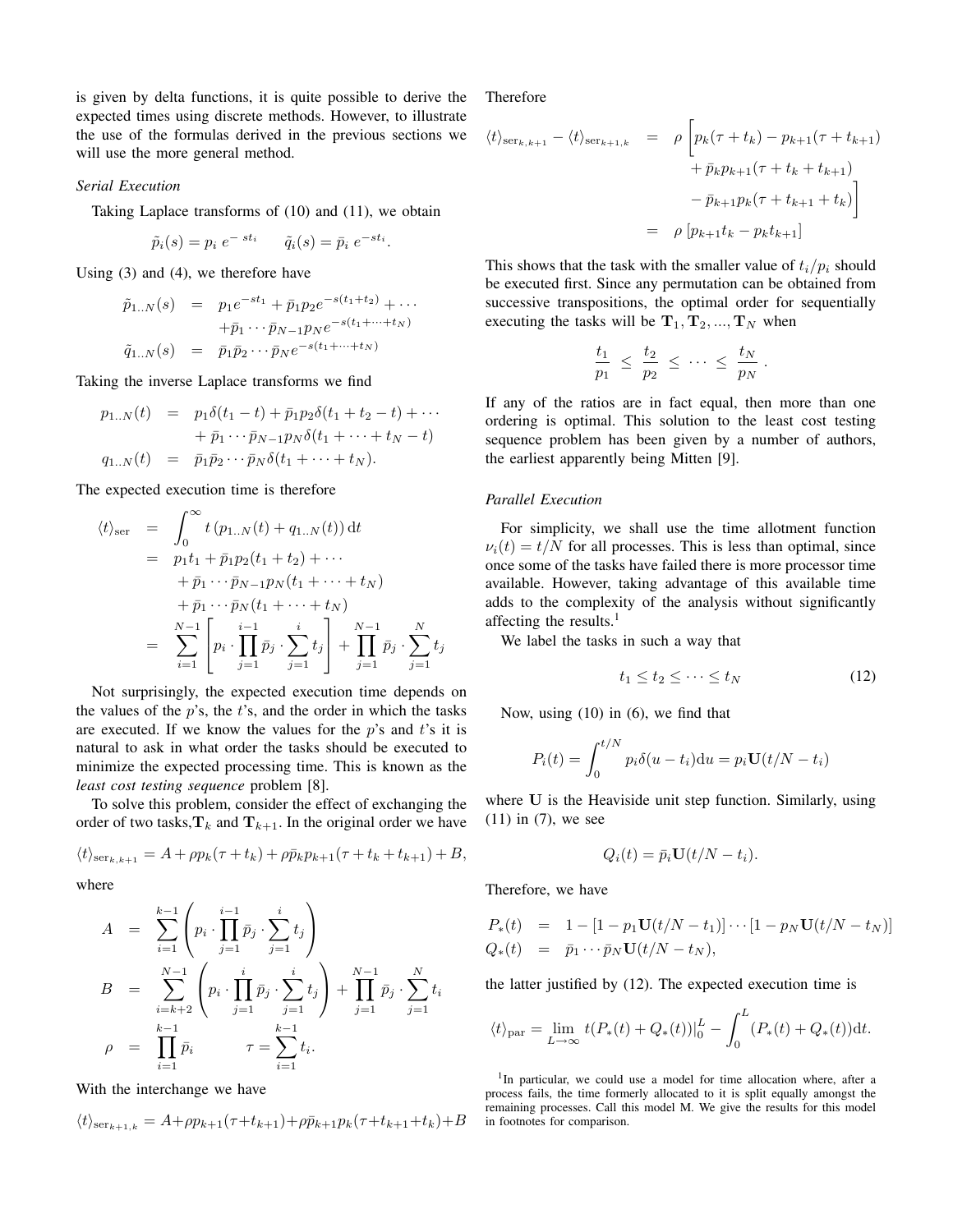is given by delta functions, it is quite possible to derive the expected times using discrete methods. However, to illustrate the use of the formulas derived in the previous sections we will use the more general method.

*Serial Execution*

Taking Laplace transforms of (10) and (11), we obtain

$$\tilde{p}_i(s) = p_i\, e^{-\,st_i} \qquad \tilde{q}_i(s) = \bar{p}_i\, e^{-st_i}.$$

Using (3) and (4), we therefore have

$$\begin{aligned}
\tilde{p}_{1..N}(s) &= p_1 e^{-st_1} + \bar{p}_1 p_2 e^{-s(t_1+t_2)} + \cdots \\
&\quad + \bar{p}_1 \cdots \bar{p}_{N-1} p_N e^{-s(t_1+\cdots+t_N)} \\
\tilde{q}_{1..N}(s) &= \bar{p}_1 \bar{p}_2 \cdots \bar{p}_N e^{-s(t_1+\cdots+t_N)}
\end{aligned}$$

Taking the inverse Laplace transforms we find

$$\begin{aligned}
p_{1..N}(t) &= p_1 \delta(t_1 - t) + \bar{p}_1 p_2 \delta(t_1 + t_2 - t) + \cdots \\
&\quad + \bar{p}_1 \cdots \bar{p}_{N-1} p_N \delta(t_1 + \cdots + t_N - t) \\
q_{1..N}(t) &= \bar{p}_1 \bar{p}_2 \cdots \bar{p}_N \delta(t_1 + \cdots + t_N).
\end{aligned}$$

The expected execution time is therefore

$$\begin{aligned}
\langle t \rangle_{\text{ser}} &= \int_0^\infty t\,(p_{1..N}(t) + q_{1..N}(t))\,\mathrm{d}t \\
&= p_1 t_1 + \bar{p}_1 p_2 (t_1 + t_2) + \cdots \\
&\quad + \bar{p}_1 \cdots \bar{p}_{N-1} p_N (t_1 + \cdots + t_N) \\
&\quad + \bar{p}_1 \cdots \bar{p}_N (t_1 + \cdots + t_N) \\
&= \sum_{i=1}^{N-1} \left[ p_i \cdot \prod_{j=1}^{i-1} \bar{p}_j \cdot \sum_{j=1}^{i} t_j \right] + \prod_{j=1}^{N-1} \bar{p}_j \cdot \sum_{j=1}^{N} t_j
\end{aligned}$$

Not surprisingly, the expected execution time depends on the values of the $p$'s, the $t$'s, and the order in which the tasks are executed. If we know the values for the $p$'s and $t$'s it is natural to ask in what order the tasks should be executed to minimize the expected processing time. This is known as the *least cost testing sequence* problem [8].

To solve this problem, consider the effect of exchanging the order of two tasks, $\mathbf{T}_k$ and $\mathbf{T}_{k+1}$. In the original order we have

$$\langle t \rangle_{\text{ser}_{k,k+1}} = A + \rho p_k(\tau + t_k) + \rho \bar{p}_k p_{k+1}(\tau + t_k + t_{k+1}) + B,$$

where

$$\begin{aligned}
A &= \sum_{i=1}^{k-1} \left( p_i \cdot \prod_{j=1}^{i-1} \bar{p}_j \cdot \sum_{j=1}^{i} t_j \right) \\
B &= \sum_{i=k+2}^{N-1} \left( p_i \cdot \prod_{j=1}^{i} \bar{p}_j \cdot \sum_{j=1}^{i} t_j \right) + \prod_{j=1}^{N-1} \bar{p}_j \cdot \sum_{j=1}^{N} t_i \\
\rho &= \prod_{i=1}^{k-1} \bar{p}_i \qquad \tau = \sum_{i=1}^{k-1} t_i.
\end{aligned}$$

With the interchange we have

$$\langle t \rangle_{\text{ser}_{k+1,k}} = A + \rho p_{k+1}(\tau + t_{k+1}) + \rho \bar{p}_{k+1} p_k (\tau + t_{k+1} + t_k) + B$$

Therefore

$$\begin{aligned}
\langle t \rangle_{\text{ser}_{k,k+1}} - \langle t \rangle_{\text{ser}_{k+1,k}} &= \rho \Big[ p_k(\tau + t_k) - p_{k+1}(\tau + t_{k+1}) \\
&\quad + \bar{p}_k p_{k+1}(\tau + t_k + t_{k+1}) \\
&\quad - \bar{p}_{k+1} p_k (\tau + t_{k+1} + t_k) \Big] \\
&= \rho \left[ p_{k+1} t_k - p_k t_{k+1} \right]
\end{aligned}$$

This shows that the task with the smaller value of $t_i/p_i$ should be executed first. Since any permutation can be obtained from successive transpositions, the optimal order for sequentially executing the tasks will be $\mathbf{T}_1, \mathbf{T}_2, ..., \mathbf{T}_N$ when

$$\frac{t_1}{p_1} \le \frac{t_2}{p_2} \le \cdots \le \frac{t_N}{p_N}.$$

If any of the ratios are in fact equal, then more than one ordering is optimal. This solution to the least cost testing sequence problem has been given by a number of authors, the earliest apparently being Mitten [9].

*Parallel Execution*

For simplicity, we shall use the time allotment function $\nu_i(t) = t/N$ for all processes. This is less than optimal, since once some of the tasks have failed there is more processor time available. However, taking advantage of this available time adds to the complexity of the analysis without significantly affecting the results.[1]

We label the tasks in such a way that

$$t_1 \le t_2 \le \cdots \le t_N \tag{12}$$

Now, using (10) in (6), we find that

$$P_i(t) = \int_0^{t/N} p_i \delta(u - t_i)\mathrm{d}u = p_i \mathbf{U}(t/N - t_i)$$

where $\mathbf{U}$ is the Heaviside unit step function. Similarly, using (11) in (7), we see

$$Q_i(t) = \bar{p}_i \mathbf{U}(t/N - t_i).$$

Therefore, we have

$$\begin{aligned}
P_*(t) &= 1 - [1 - p_1 \mathbf{U}(t/N - t_1)] \cdots [1 - p_N \mathbf{U}(t/N - t_N)] \\
Q_*(t) &= \bar{p}_1 \cdots \bar{p}_N \mathbf{U}(t/N - t_N),
\end{aligned}$$

the latter justified by (12). The expected execution time is

$$\langle t \rangle_{\text{par}} = \lim_{L \to \infty} t(P_*(t) + Q_*(t))|_0^L - \int_0^L (P_*(t) + Q_*(t))\mathrm{d}t.$$

[1] In particular, we could use a model for time allocation where, after a process fails, the time formerly allocated to it is split equally amongst the remaining processes. Call this model M. We give the results for this model in footnotes for comparison.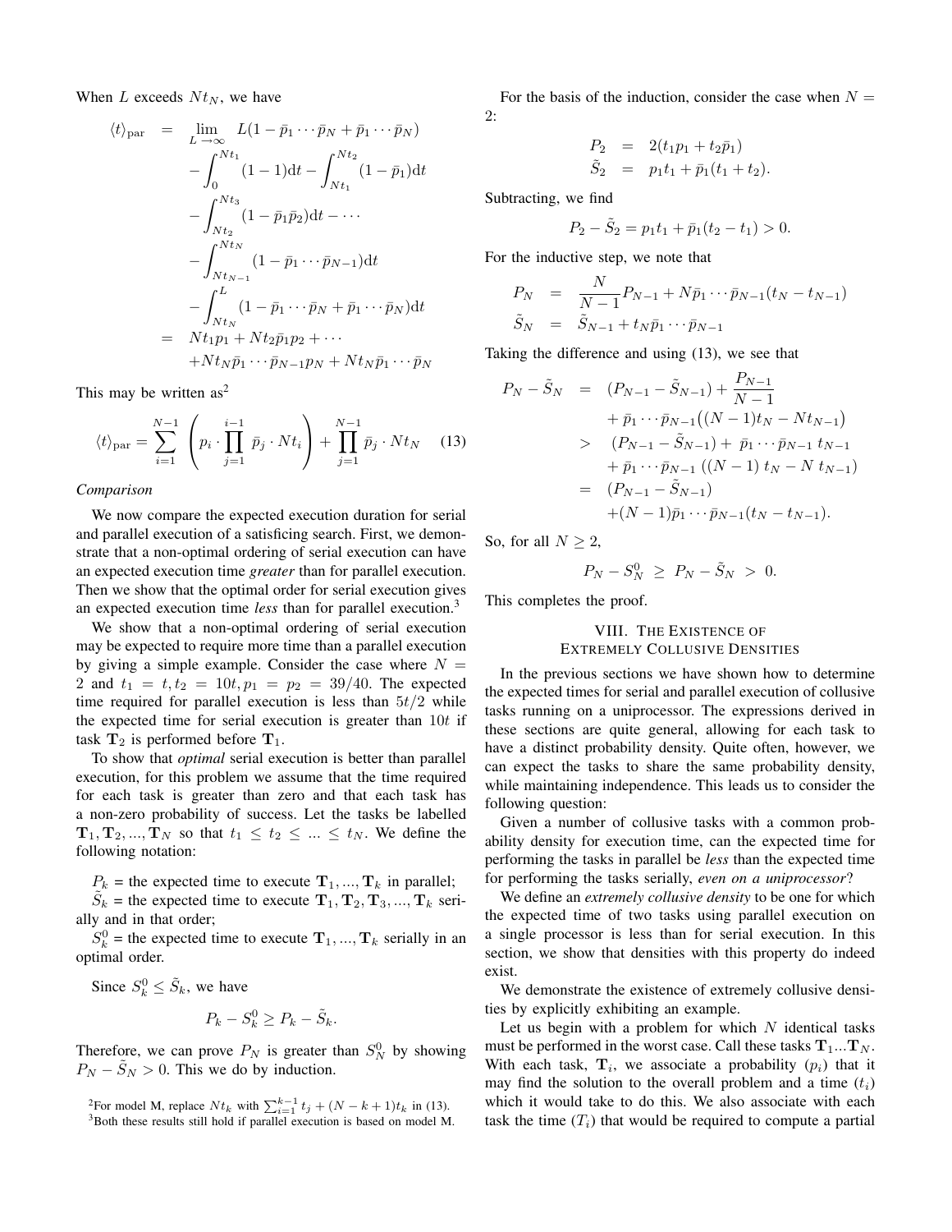When $L$ exceeds $Nt_N$, we have

$$
\begin{aligned}
\langle t \rangle_{\text{par}} &= \lim_{L \to \infty} L(1 - \bar{p}_1 \cdots \bar{p}_N + \bar{p}_1 \cdots \bar{p}_N) \\
&\quad - \int_0^{Nt_1} (1-1)\mathrm{d}t - \int_{Nt_1}^{Nt_2} (1-\bar{p}_1)\mathrm{d}t \\
&\quad - \int_{Nt_2}^{Nt_3} (1-\bar{p}_1\bar{p}_2)\mathrm{d}t - \cdots \\
&\quad - \int_{Nt_{N-1}}^{Nt_N} (1-\bar{p}_1 \cdots \bar{p}_{N-1})\mathrm{d}t \\
&\quad - \int_{Nt_N}^{L} (1 - \bar{p}_1 \cdots \bar{p}_N + \bar{p}_1 \cdots \bar{p}_N)\mathrm{d}t \\
&= Nt_1 p_1 + Nt_2 \bar{p}_1 p_2 + \cdots \\
&\quad + Nt_N \bar{p}_1 \cdots \bar{p}_{N-1} p_N + Nt_N \bar{p}_1 \cdots \bar{p}_N
\end{aligned}
$$

This may be written as[2]

$$
\langle t \rangle_{\text{par}} = \sum_{i=1}^{N-1} \left( p_i \cdot \prod_{j=1}^{i-1} \bar{p}_j \cdot Nt_i \right) + \prod_{j=1}^{N-1} \bar{p}_j \cdot Nt_N \quad (13)
$$

*Comparison*

We now compare the expected execution duration for serial and parallel execution of a satisficing search. First, we demonstrate that a non-optimal ordering of serial execution can have an expected execution time *greater* than for parallel execution. Then we show that the optimal order for serial execution gives an expected execution time *less* than for parallel execution.[3]

We show that a non-optimal ordering of serial execution may be expected to require more time than a parallel execution by giving a simple example. Consider the case where $N = 2$ and $t_1 = t, t_2 = 10t, p_1 = p_2 = 39/40$. The expected time required for parallel execution is less than $5t/2$ while the expected time for serial execution is greater than $10t$ if task $\mathbf{T}_2$ is performed before $\mathbf{T}_1$.

To show that *optimal* serial execution is better than parallel execution, for this problem we assume that the time required for each task is greater than zero and that each task has a non-zero probability of success. Let the tasks be labelled $\mathbf{T}_1, \mathbf{T}_2, ..., \mathbf{T}_N$ so that $t_1 \le t_2 \le ... \le t_N$. We define the following notation:

$P_k$ = the expected time to execute $\mathbf{T}_1, ..., \mathbf{T}_k$ in parallel;

$\tilde{S}_k$ = the expected time to execute $\mathbf{T}_1, \mathbf{T}_2, \mathbf{T}_3, ..., \mathbf{T}_k$ serially and in that order;

$S_k^0$ = the expected time to execute $\mathbf{T}_1, ..., \mathbf{T}_k$ serially in an optimal order.

Since $S_k^0 \le \tilde{S}_k$, we have

$$
P_k - S_k^0 \ge P_k - \tilde{S}_k.
$$

Therefore, we can prove $P_N$ is greater than $S_N^0$ by showing $P_N - \tilde{S}_N > 0$. This we do by induction.

For the basis of the induction, consider the case when $N = 2$:

$$
\begin{aligned}
P_2 &= 2(t_1 p_1 + t_2 \bar{p}_1) \\
\tilde{S}_2 &= p_1 t_1 + \bar{p}_1 (t_1 + t_2).
\end{aligned}
$$

Subtracting, we find

$$
P_2 - \tilde{S}_2 = p_1 t_1 + \bar{p}_1 (t_2 - t_1) > 0.
$$

For the inductive step, we note that

$$
\begin{aligned}
P_N &= \frac{N}{N-1} P_{N-1} + N \bar{p}_1 \cdots \bar{p}_{N-1} (t_N - t_{N-1}) \\
\tilde{S}_N &= \tilde{S}_{N-1} + t_N \bar{p}_1 \cdots \bar{p}_{N-1}
\end{aligned}
$$

Taking the difference and using (13), we see that

$$
\begin{aligned}
P_N - \tilde{S}_N &= (P_{N-1} - \tilde{S}_{N-1}) + \frac{P_{N-1}}{N-1} \\
&\quad + \bar{p}_1 \cdots \bar{p}_{N-1} \big( (N-1) t_N - N t_{N-1} \big) \\
&> (P_{N-1} - \tilde{S}_{N-1}) + \bar{p}_1 \cdots \bar{p}_{N-1} \, t_{N-1} \\
&\quad + \bar{p}_1 \cdots \bar{p}_{N-1} \, ((N-1) \, t_N - N \, t_{N-1}) \\
&= (P_{N-1} - \tilde{S}_{N-1}) \\
&\quad + (N-1) \bar{p}_1 \cdots \bar{p}_{N-1} (t_N - t_{N-1}).
\end{aligned}
$$

So, for all $N \ge 2$,

$$
P_N - S_N^0 \;\ge\; P_N - \tilde{S}_N \;>\; 0.
$$

This completes the proof.

## VIII. The Existence of Extremely Collusive Densities

In the previous sections we have shown how to determine the expected times for serial and parallel execution of collusive tasks running on a uniprocessor. The expressions derived in these sections are quite general, allowing for each task to have a distinct probability density. Quite often, however, we can expect the tasks to share the same probability density, while maintaining independence. This leads us to consider the following question:

Given a number of collusive tasks with a common probability density for execution time, can the expected time for performing the tasks in parallel be *less* than the expected time for performing the tasks serially, *even on a uniprocessor*?

We define an *extremely collusive density* to be one for which the expected time of two tasks using parallel execution on a single processor is less than for serial execution. In this section, we show that densities with this property do indeed exist.

We demonstrate the existence of extremely collusive densities by explicitly exhibiting an example.

Let us begin with a problem for which $N$ identical tasks must be performed in the worst case. Call these tasks $\mathbf{T}_1 ... \mathbf{T}_N$. With each task, $\mathbf{T}_i$, we associate a probability ($p_i$) that it may find the solution to the overall problem and a time ($t_i$) which it would take to do this. We also associate with each task the time ($T_i$) that would be required to compute a partial

[2] For model M, replace $Nt_k$ with $\sum_{i=1}^{k-1} t_j + (N - k + 1) t_k$ in (13).

[3] Both these results still hold if parallel execution is based on model M.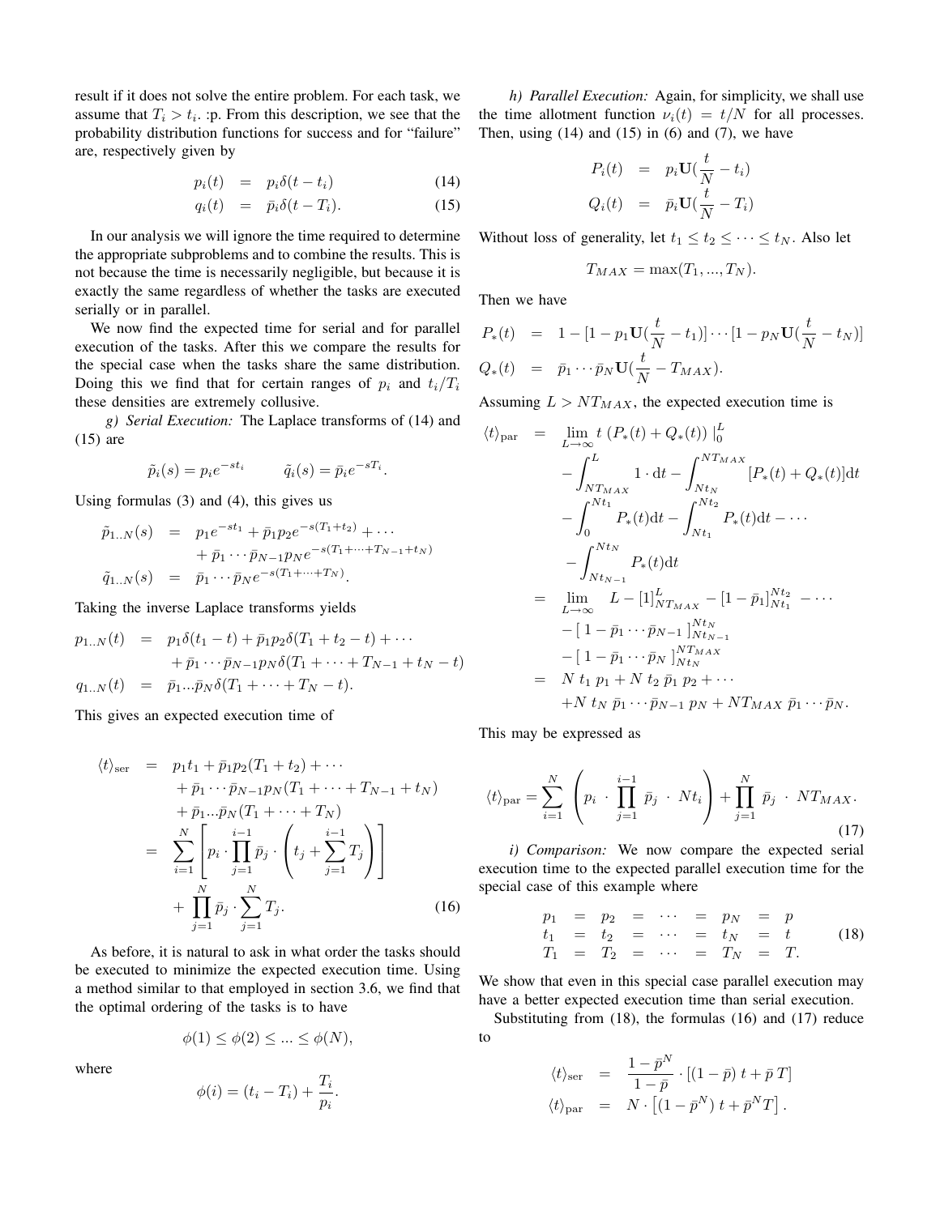result if it does not solve the entire problem. For each task, we assume that $T_i > t_i$. :p. From this description, we see that the probability distribution functions for success and for "failure" are, respectively given by

$$
\begin{aligned}
p_i(t) &= p_i \delta(t - t_i) && (14)\\
q_i(t) &= \bar{p}_i \delta(t - T_i). && (15)
\end{aligned}
$$

In our analysis we will ignore the time required to determine the appropriate subproblems and to combine the results. This is not because the time is necessarily negligible, but because it is exactly the same regardless of whether the tasks are executed serially or in parallel.

We now find the expected time for serial and for parallel execution of the tasks. After this we compare the results for the special case when the tasks share the same distribution. Doing this we find that for certain ranges of $p_i$ and $t_i/T_i$ these densities are extremely collusive.

*g) Serial Execution:* The Laplace transforms of (14) and (15) are

$$
\tilde{p}_i(s) = p_i e^{-st_i} \qquad \tilde{q}_i(s) = \bar{p}_i e^{-sT_i}.
$$

Using formulas (3) and (4), this gives us

$$
\begin{aligned}
\tilde{p}_{1..N}(s) &= p_1 e^{-st_1} + \bar{p}_1 p_2 e^{-s(T_1+t_2)} + \cdots \\
&\quad + \bar{p}_1 \cdots \bar{p}_{N-1} p_N e^{-s(T_1+\cdots+T_{N-1}+t_N)} \\
\tilde{q}_{1..N}(s) &= \bar{p}_1 \cdots \bar{p}_N e^{-s(T_1+\cdots+T_N)}.
\end{aligned}
$$

Taking the inverse Laplace transforms yields

$$
\begin{aligned}
p_{1..N}(t) &= p_1 \delta(t_1 - t) + \bar{p}_1 p_2 \delta(T_1 + t_2 - t) + \cdots \\
&\quad + \bar{p}_1 \cdots \bar{p}_{N-1} p_N \delta(T_1 + \cdots + T_{N-1} + t_N - t) \\
q_{1..N}(t) &= \bar{p}_1 ... \bar{p}_N \delta(T_1 + \cdots + T_N - t).
\end{aligned}
$$

This gives an expected execution time of

$$
\begin{aligned}
\langle t \rangle_{\text{ser}} &= p_1 t_1 + \bar{p}_1 p_2 (T_1 + t_2) + \cdots \\
&\quad + \bar{p}_1 \cdots \bar{p}_{N-1} p_N (T_1 + \cdots + T_{N-1} + t_N) \\
&\quad + \bar{p}_1 ... \bar{p}_N (T_1 + \cdots + T_N) \\
&= \sum_{i=1}^{N} \left[ p_i \cdot \prod_{j=1}^{i-1} \bar{p}_j \cdot \left( t_j + \sum_{j=1}^{i-1} T_j \right) \right] \\
&\quad + \prod_{j=1}^{N} \bar{p}_j \cdot \sum_{j=1}^{N} T_j. \qquad (16)
\end{aligned}
$$

As before, it is natural to ask in what order the tasks should be executed to minimize the expected execution time. Using a method similar to that employed in section 3.6, we find that the optimal ordering of the tasks is to have

$$
\phi(1) \leq \phi(2) \leq ... \leq \phi(N),
$$

where

$$
\phi(i) = (t_i - T_i) + \frac{T_i}{p_i}.
$$

*h) Parallel Execution:* Again, for simplicity, we shall use the time allotment function $\nu_i(t) = t/N$ for all processes. Then, using (14) and (15) in (6) and (7), we have

$$
\begin{aligned}
P_i(t) &= p_i \mathbf{U}\left(\frac{t}{N} - t_i\right) \\
Q_i(t) &= \bar{p}_i \mathbf{U}\left(\frac{t}{N} - T_i\right)
\end{aligned}
$$

Without loss of generality, let $t_1 \leq t_2 \leq \cdots \leq t_N$. Also let

$$
T_{MAX} = \max(T_1, ..., T_N).
$$

Then we have

$$
\begin{aligned}
P_*(t) &= 1 - [1 - p_1 \mathbf{U}(\frac{t}{N} - t_1)] \cdots [1 - p_N \mathbf{U}(\frac{t}{N} - t_N)] \\
Q_*(t) &= \bar{p}_1 \cdots \bar{p}_N \mathbf{U}(\frac{t}{N} - T_{MAX}).
\end{aligned}
$$

Assuming $L > NT_{MAX}$, the expected execution time is

$$
\begin{aligned}
\langle t \rangle_{\text{par}} &= \lim_{L \to \infty} t\,(P_*(t) + Q_*(t))\,\Big|_0^L \\
&\quad - \int_{NT_{MAX}}^{L} 1 \cdot \mathrm{d}t - \int_{Nt_N}^{NT_{MAX}} [P_*(t) + Q_*(t)] \mathrm{d}t \\
&\quad - \int_0^{Nt_1} P_*(t) \mathrm{d}t - \int_{Nt_1}^{Nt_2} P_*(t) \mathrm{d}t - \cdots \\
&\quad - \int_{Nt_{N-1}}^{Nt_N} P_*(t) \mathrm{d}t \\
&= \lim_{L \to \infty} \; L - [1]_{NT_{MAX}}^{L} - [1 - \bar{p}_1]_{Nt_1}^{Nt_2} - \cdots \\
&\quad - [\,1 - \bar{p}_1 \cdots \bar{p}_{N-1}\,]_{Nt_{N-1}}^{Nt_N} \\
&\quad - [\,1 - \bar{p}_1 \cdots \bar{p}_N\,]_{Nt_N}^{NT_{MAX}} \\
&= N\, t_1\, p_1 + N\, t_2\, \bar{p}_1\, p_2 + \cdots \\
&\quad + N\, t_N\, \bar{p}_1 \cdots \bar{p}_{N-1}\, p_N + NT_{MAX}\, \bar{p}_1 \cdots \bar{p}_N.
\end{aligned}
$$

This may be expressed as

$$
\langle t \rangle_{\text{par}} = \sum_{i=1}^{N} \left( p_i \cdot \prod_{j=1}^{i-1} \bar{p}_j \cdot Nt_i \right) + \prod_{j=1}^{N} \bar{p}_j \cdot NT_{MAX}. \qquad (17)
$$

*i) Comparison:* We now compare the expected serial execution time to the expected parallel execution time for the special case of this example where

$$
\begin{array}{ccccccccc}
p_1 & = & p_2 & = & \cdots & = & p_N & = & p \\
t_1 & = & t_2 & = & \cdots & = & t_N & = & t \\
T_1 & = & T_2 & = & \cdots & = & T_N & = & T.
\end{array} \qquad (18)
$$

We show that even in this special case parallel execution may have a better expected execution time than serial execution.

Substituting from (18), the formulas (16) and (17) reduce to

$$
\begin{aligned}
\langle t \rangle_{\text{ser}} &= \frac{1 - \bar{p}^N}{1 - \bar{p}} \cdot [(1 - \bar{p})\, t + \bar{p}\, T] \\
\langle t \rangle_{\text{par}} &= N \cdot \left[ (1 - \bar{p}^N)\, t + \bar{p}^N T \right].
\end{aligned}
$$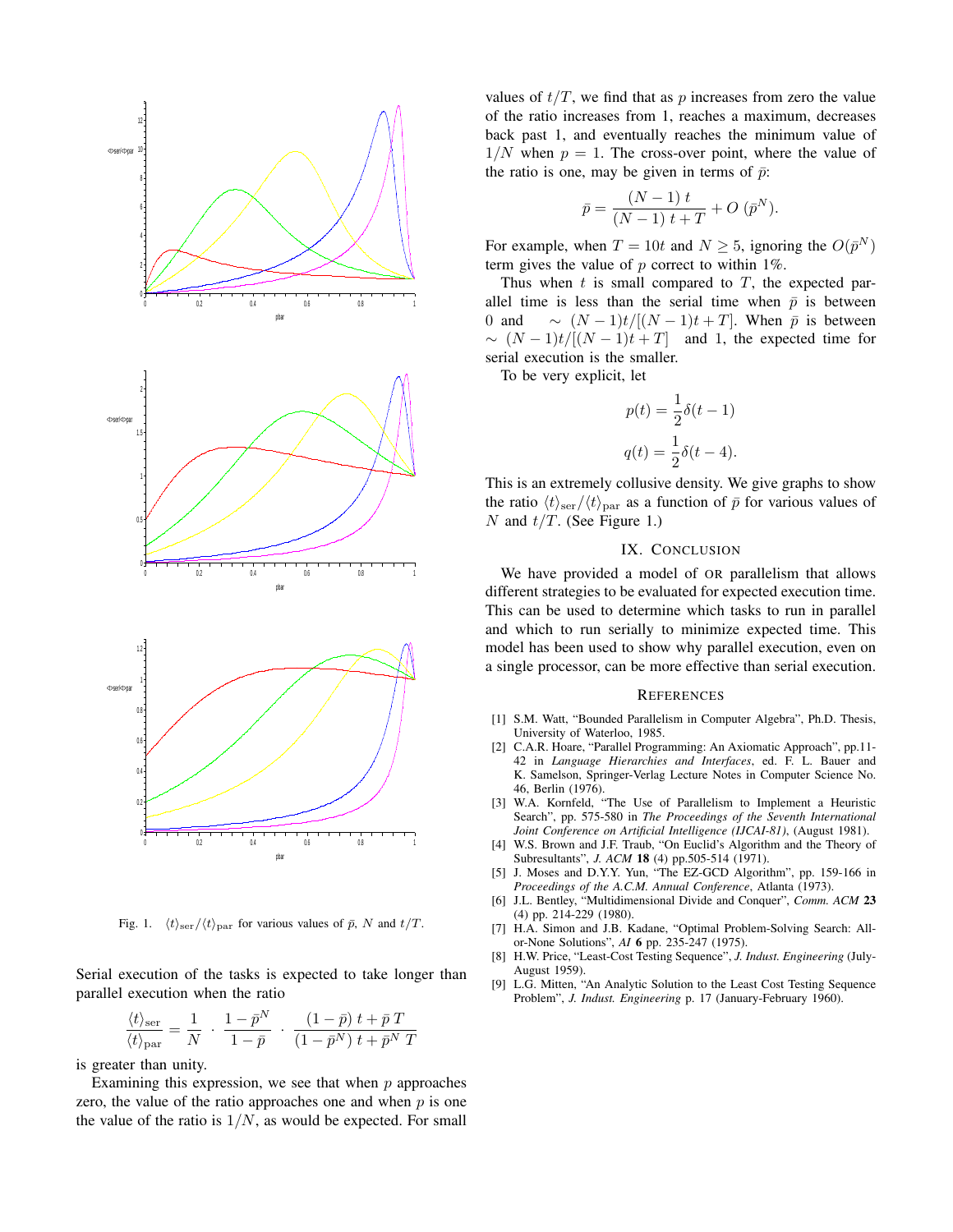<t>ser/<t>par

12
10
8
6
4
2
0

0 0.2 0.4 0.6 0.8 1

pbar

<t>ser/<t>par

2
1.5
1
0.5
0

0 0.2 0.4 0.6 0.8 1

pbar

<t>ser/<t>par

1.2
1
0.8
0.6
0.4
0.2
0

0 0.2 0.4 0.6 0.8 1

pbar

Fig. 1. $\langle t\rangle_{\rm ser}/\langle t\rangle_{\rm par}$ for various values of $\bar{p}$, $N$ and $t/T$.

Serial execution of the tasks is expected to take longer than parallel execution when the ratio

$$\frac{\langle t\rangle_{\rm ser}}{\langle t\rangle_{\rm par}} = \frac{1}{N} \cdot \frac{1-\bar{p}^N}{1-\bar{p}} \cdot \frac{(1-\bar{p})\,t + \bar{p}\,T}{(1-\bar{p}^N)\,t + \bar{p}^N\,T}$$

is greater than unity.

Examining this expression, we see that when $p$ approaches zero, the value of the ratio approaches one and when $p$ is one the value of the ratio is $1/N$, as would be expected. For small values of $t/T$, we find that as $p$ increases from zero the value of the ratio increases from 1, reaches a maximum, decreases back past 1, and eventually reaches the minimum value of $1/N$ when $p = 1$. The cross-over point, where the value of the ratio is one, may be given in terms of $\bar{p}$:

$$\bar{p} = \frac{(N-1)\,t}{(N-1)\,t + T} + O\,(\bar{p}^N).$$

For example, when $T = 10t$ and $N \geq 5$, ignoring the $O(\bar{p}^N)$ term gives the value of $p$ correct to within 1%.

Thus when $t$ is small compared to $T$, the expected parallel time is less than the serial time when $\bar{p}$ is between 0 and $\sim (N-1)t/[(N-1)t + T]$. When $\bar{p}$ is between $\sim (N-1)t/[(N-1)t + T]$ and 1, the expected time for serial execution is the smaller.

To be very explicit, let

$$p(t) = \frac{1}{2}\delta(t-1)$$

$$q(t) = \frac{1}{2}\delta(t-4).$$

This is an extremely collusive density. We give graphs to show the ratio $\langle t\rangle_{\rm ser}/\langle t\rangle_{\rm par}$ as a function of $\bar{p}$ for various values of $N$ and $t/T$. (See Figure 1.)

## IX. Conclusion

We have provided a model of OR parallelism that allows different strategies to be evaluated for expected execution time. This can be used to determine which tasks to run in parallel and which to run serially to minimize expected time. This model has been used to show why parallel execution, even on a single processor, can be more effective than serial execution.

## References

[1] S.M. Watt, "Bounded Parallelism in Computer Algebra", Ph.D. Thesis, University of Waterloo, 1985.

[2] C.A.R. Hoare, "Parallel Programming: An Axiomatic Approach", pp.11-42 in *Language Hierarchies and Interfaces*, ed. F. L. Bauer and K. Samelson, Springer-Verlag Lecture Notes in Computer Science No. 46, Berlin (1976).

[3] W.A. Kornfeld, "The Use of Parallelism to Implement a Heuristic Search", pp. 575-580 in *The Proceedings of the Seventh International Joint Conference on Artificial Intelligence (IJCAI-81)*, (August 1981).

[4] W.S. Brown and J.F. Traub, "On Euclid's Algorithm and the Theory of Subresultants", *J. ACM* **18** (4) pp.505-514 (1971).

[5] J. Moses and D.Y.Y. Yun, "The EZ-GCD Algorithm", pp. 159-166 in *Proceedings of the A.C.M. Annual Conference*, Atlanta (1973).

[6] J.L. Bentley, "Multidimensional Divide and Conquer", *Comm. ACM* **23** (4) pp. 214-229 (1980).

[7] H.A. Simon and J.B. Kadane, "Optimal Problem-Solving Search: All-or-None Solutions", *AI* **6** pp. 235-247 (1975).

[8] H.W. Price, "Least-Cost Testing Sequence", *J. Indust. Engineering* (July-August 1959).

[9] L.G. Mitten, "An Analytic Solution to the Least Cost Testing Sequence Problem", *J. Indust. Engineering* p. 17 (January-February 1960).